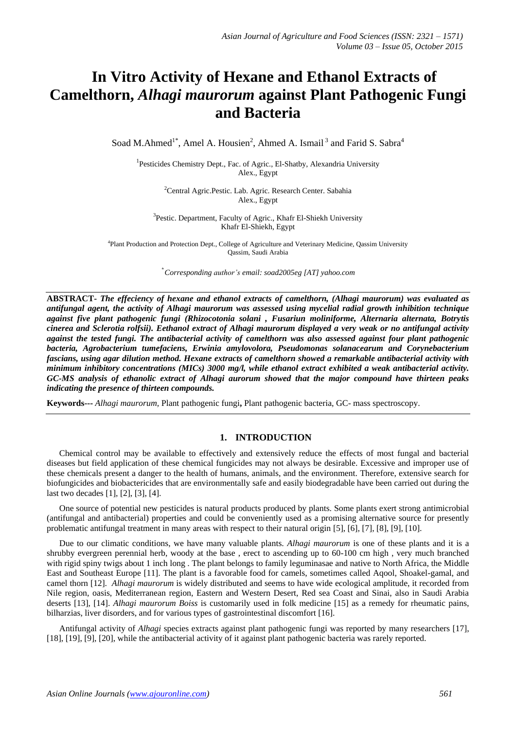# In Vitro Activity of Hexane and Ethanol Extracts of Camelthorn, *Alhagi maurorum* against Plant Pathogenic Fungi and Bacteria

Soad M.Ahmed[1*], Amel A. Housien[2], Ahmed A. Ismail[3] and Farid S. Sabra[4]

[1]Pesticides Chemistry Dept., Fac. of Agric., El-Shatby, Alexandria University
Alex., Egypt

[2]Central Agric.Pestic. Lab. Agric. Research Center. Sabahia
Alex., Egypt

[3]Pestic. Department, Faculty of Agric., Khafr El-Shiekh University
Khafr El-Shiekh, Egypt

[4]Plant Production and Protection Dept., College of Agriculture and Veterinary Medicine, Qassim University
Qassim, Saudi Arabia

[*]*Corresponding author's email: soad2005eg [AT] yahoo.com*

---

**ABSTRACT- *The effeciency of hexane and ethanol extracts of camelthorn, (Alhagi maurorum) was evaluated as antifungal agent, the activity of Alhagi maurorum was assessed using mycelial radial growth inhibition technique against five plant pathogenic fungi (Rhizocotonia solani , Fusariun moliniforme, Alternaria alternata, Botrytis cinerea and Sclerotia rolfsii). Eethanol extract of Alhagi maurorum displayed a very weak or no antifungal activity against the tested fungi. The antibacterial activity of camelthorn was also assessed against four plant pathogenic bacteria, Agrobacterium tumefaciens, Erwinia amylovolora, Pseudomonas solanacearum and Corynebacterium fascians, using agar dilution method. Hexane extracts of camelthorn showed a remarkable antibacterial activity with minimum inhibitory concentrations (MICs) 3000 mg/l, while ethanol extract exhibited a weak antibacterial activity. GC-MS analysis of ethanolic extract of Alhagi aurorum showed that the major compound have thirteen peaks indicating the presence of thirteen compounds.***

**Keywords---** *Alhagi maurorum,* Plant pathogenic fungi**,** Plant pathogenic bacteria, GC- mass spectroscopy.

---

## 1. INTRODUCTION

Chemical control may be available to effectively and extensively reduce the effects of most fungal and bacterial diseases but field application of these chemical fungicides may not always be desirable. Excessive and improper use of these chemicals present a danger to the health of humans, animals, and the environment. Therefore, extensive search for biofungicides and biobactericides that are environmentally safe and easily biodegradable have been carried out during the last two decades [1], [2], [3], [4].

One source of potential new pesticides is natural products produced by plants. Some plants exert strong antimicrobial (antifungal and antibacterial) properties and could be conveniently used as a promising alternative source for presently problematic antifungal treatment in many areas with respect to their natural origin [5], [6], [7], [8], [9], [10].

Due to our climatic conditions, we have many valuable plants. *Alhagi maurorum* is one of these plants and it is a shrubby evergreen perennial herb, woody at the base , erect to ascending up to 60-100 cm high , very much branched with rigid spiny twigs about 1 inch long . The plant belongs to family leguminasae and native to North Africa, the Middle East and Southeast Europe [11]. The plant is a favorable food for camels, sometimes called Aqool, Shoakel-gamal, and camel thorn [12]. *Alhagi maurorum* is widely distributed and seems to have wide ecological amplitude, it recorded from Nile region, oasis, Mediterranean region, Eastern and Western Desert, Red sea Coast and Sinai, also in Saudi Arabia deserts [13], [14]. *Alhagi maurorum Boiss* is customarily used in folk medicine [15] as a remedy for rheumatic pains, bilharzias, liver disorders, and for various types of gastrointestinal discomfort [16].

Antifungal activity of *Alhagi* species extracts against plant pathogenic fungi was reported by many researchers [17], [18], [19], [9], [20], while the antibacterial activity of it against plant pathogenic bacteria was rarely reported.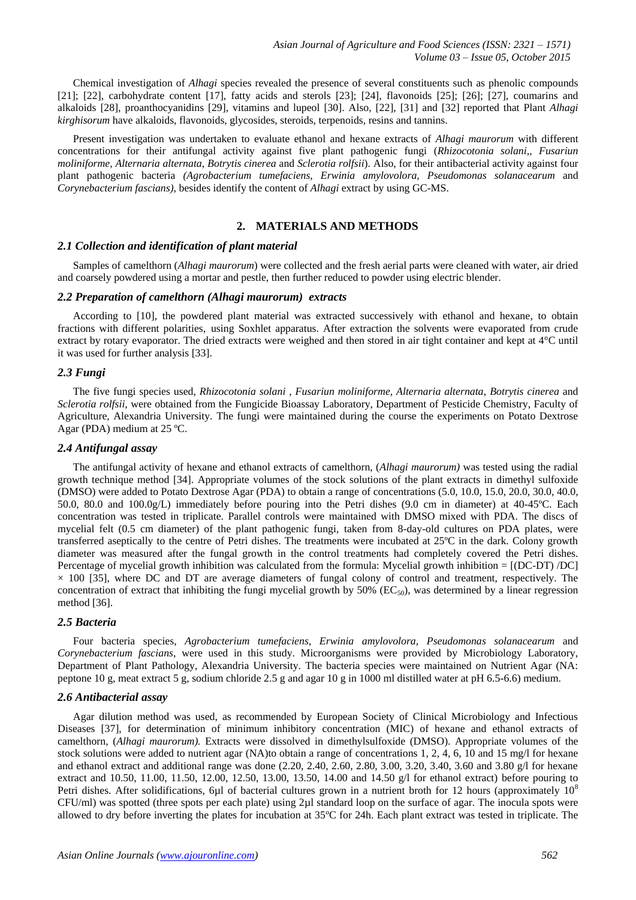Chemical investigation of *Alhagi* species revealed the presence of several constituents such as phenolic compounds [21]; [22], carbohydrate content [17], fatty acids and sterols [23]; [24], flavonoids [25]; [26]; [27], coumarins and alkaloids [28], proanthocyanidins [29], vitamins and lupeol [30]. Also, [22], [31] and [32] reported that Plant *Alhagi kirghisorum* have alkaloids, flavonoids, glycosides, steroids, terpenoids, resins and tannins.

Present investigation was undertaken to evaluate ethanol and hexane extracts of *Alhagi maurorum* with different concentrations for their antifungal activity against five plant pathogenic fungi (*Rhizocotonia solani,, Fusariun moliniforme, Alternaria alternata, Botrytis cinerea* and *Sclerotia rolfsii*). Also, for their antibacterial activity against four plant pathogenic bacteria *(Agrobacterium tumefaciens, Erwinia amylovolora, Pseudomonas solanacearum* and *Corynebacterium fascians),* besides identify the content of *Alhagi* extract by using GC-MS.

## 2. MATERIALS AND METHODS

### *2.1 Collection and identification of plant material*

Samples of camelthorn (*Alhagi maurorum*) were collected and the fresh aerial parts were cleaned with water, air dried and coarsely powdered using a mortar and pestle, then further reduced to powder using electric blender.

### *2.2 Preparation of camelthorn (Alhagi maurorum) extracts*

According to [10], the powdered plant material was extracted successively with ethanol and hexane, to obtain fractions with different polarities, using Soxhlet apparatus. After extraction the solvents were evaporated from crude extract by rotary evaporator. The dried extracts were weighed and then stored in air tight container and kept at 4°C until it was used for further analysis [33].

### *2.3 Fungi*

The five fungi species used, *Rhizocotonia solani , Fusariun moliniforme, Alternaria alternata, Botrytis cinerea* and *Sclerotia rolfsii,* were obtained from the Fungicide Bioassay Laboratory, Department of Pesticide Chemistry, Faculty of Agriculture, Alexandria University. The fungi were maintained during the course the experiments on Potato Dextrose Agar (PDA) medium at 25 ºC.

### *2.4 Antifungal assay*

The antifungal activity of hexane and ethanol extracts of camelthorn, (*Alhagi maurorum)* was tested using the radial growth technique method [34]. Appropriate volumes of the stock solutions of the plant extracts in dimethyl sulfoxide (DMSO) were added to Potato Dextrose Agar (PDA) to obtain a range of concentrations (5.0, 10.0, 15.0, 20.0, 30.0, 40.0, 50.0, 80.0 and 100.0g/L) immediately before pouring into the Petri dishes (9.0 cm in diameter) at 40-45ºC. Each concentration was tested in triplicate. Parallel controls were maintained with DMSO mixed with PDA. The discs of mycelial felt (0.5 cm diameter) of the plant pathogenic fungi, taken from 8-day-old cultures on PDA plates, were transferred aseptically to the centre of Petri dishes. The treatments were incubated at 25ºC in the dark. Colony growth diameter was measured after the fungal growth in the control treatments had completely covered the Petri dishes. Percentage of mycelial growth inhibition was calculated from the formula: Mycelial growth inhibition = $[(DC-DT)/DC] \times 100$ [35], where DC and DT are average diameters of fungal colony of control and treatment, respectively. The concentration of extract that inhibiting the fungi mycelial growth by 50% ($EC_{50}$), was determined by a linear regression method [36].

### *2.5 Bacteria*

Four bacteria species, *Agrobacterium tumefaciens, Erwinia amylovolora, Pseudomonas solanacearum* and *Corynebacterium fascians,* were used in this study. Microorganisms were provided by Microbiology Laboratory, Department of Plant Pathology, Alexandria University. The bacteria species were maintained on Nutrient Agar (NA: peptone 10 g, meat extract 5 g, sodium chloride 2.5 g and agar 10 g in 1000 ml distilled water at pH 6.5-6.6) medium.

### *2.6 Antibacterial assay*

Agar dilution method was used, as recommended by European Society of Clinical Microbiology and Infectious Diseases [37], for determination of minimum inhibitory concentration (MIC) of hexane and ethanol extracts of camelthorn, (*Alhagi maurorum).* Extracts were dissolved in dimethylsulfoxide (DMSO). Appropriate volumes of the stock solutions were added to nutrient agar (NA)to obtain a range of concentrations 1, 2, 4, 6, 10 and 15 mg/l for hexane and ethanol extract and additional range was done (2.20, 2.40, 2.60, 2.80, 3.00, 3.20, 3.40, 3.60 and 3.80 g/l for hexane extract and 10.50, 11.00, 11.50, 12.00, 12.50, 13.00, 13.50, 14.00 and 14.50 g/l for ethanol extract) before pouring to Petri dishes. After solidifications, 6µl of bacterial cultures grown in a nutrient broth for 12 hours (approximately $10^8$ CFU/ml) was spotted (three spots per each plate) using 2µl standard loop on the surface of agar. The inocula spots were allowed to dry before inverting the plates for incubation at 35ºC for 24h. Each plant extract was tested in triplicate. The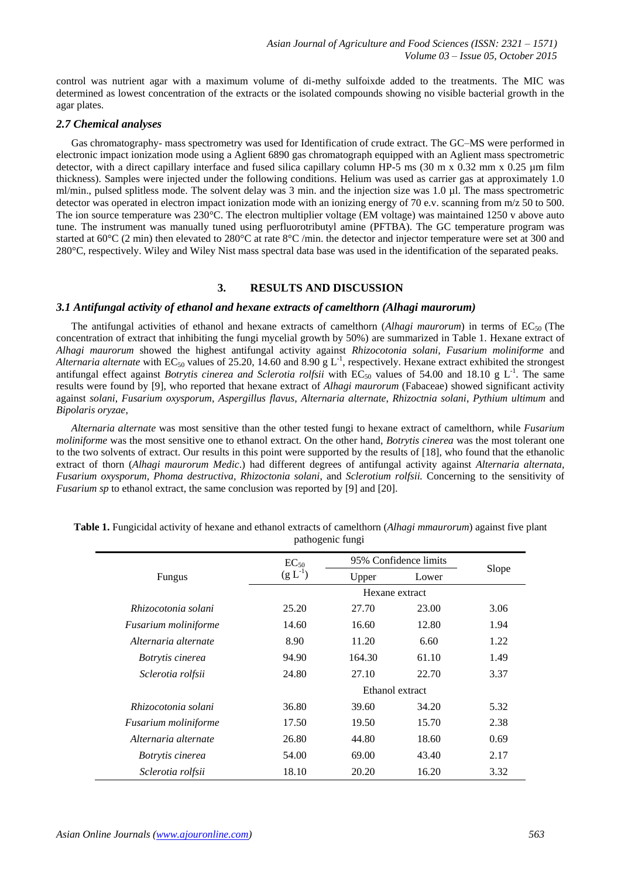control was nutrient agar with a maximum volume of di-methy sulfoixde added to the treatments. The MIC was determined as lowest concentration of the extracts or the isolated compounds showing no visible bacterial growth in the agar plates.

### *2.7 Chemical analyses*

Gas chromatography- mass spectrometry was used for Identification of crude extract. The GC–MS were performed in electronic impact ionization mode using a Aglient 6890 gas chromatograph equipped with an Aglient mass spectrometric detector, with a direct capillary interface and fused silica capillary column HP-5 ms (30 m x 0.32 mm x 0.25 µm film thickness). Samples were injected under the following conditions. Helium was used as carrier gas at approximately 1.0 ml/min., pulsed splitless mode. The solvent delay was 3 min. and the injection size was 1.0 µl. The mass spectrometric detector was operated in electron impact ionization mode with an ionizing energy of 70 e.v. scanning from m/z 50 to 500. The ion source temperature was 230°C. The electron multiplier voltage (EM voltage) was maintained 1250 v above auto tune. The instrument was manually tuned using perfluorotributyl amine (PFTBA). The GC temperature program was started at 60°C (2 min) then elevated to 280°C at rate 8°C /min. the detector and injector temperature were set at 300 and 280°C, respectively. Wiley and Wiley Nist mass spectral data base was used in the identification of the separated peaks.

## 3. RESULTS AND DISCUSSION

### *3.1 Antifungal activity of ethanol and hexane extracts of camelthorn (Alhagi maurorum)*

The antifungal activities of ethanol and hexane extracts of camelthorn (*Alhagi maurorum*) in terms of $EC_{50}$ (The concentration of extract that inhibiting the fungi mycelial growth by 50%) are summarized in Table 1. Hexane extract of *Alhagi maurorum* showed the highest antifungal activity against *Rhizocotonia solani*, *Fusarium moliniforme* and *Alternaria alternate* with $EC_{50}$ values of 25.20, 14.60 and 8.90 g $L^{-1}$, respectively. Hexane extract exhibited the strongest antifungal effect against *Botrytis cinerea and Sclerotia rolfsii* with $EC_{50}$ values of 54.00 and 18.10 g $L^{-1}$. The same results were found by [9], who reported that hexane extract of *Alhagi maurorum* (Fabaceae) showed significant activity against *solani*, *Fusarium oxysporum*, *Aspergillus flavus*, *Alternaria alternate*, *Rhizoctnia solani*, *Pythium ultimum* and *Bipolaris oryzae*,

*Alternaria alternate* was most sensitive than the other tested fungi to hexane extract of camelthorn, while *Fusarium moliniforme* was the most sensitive one to ethanol extract. On the other hand, *Botrytis cinerea* was the most tolerant one to the two solvents of extract. Our results in this point were supported by the results of [18], who found that the ethanolic extract of thorn (*Alhagi maurorum Medic*.) had different degrees of antifungal activity against *Alternaria alternata*, *Fusarium oxysporum*, *Phoma destructiva*, *Rhizoctonia solani*, and *Sclerotium rolfsii.* Concerning to the sensitivity of *Fusarium sp* to ethanol extract, the same conclusion was reported by [9] and [20].

**Table 1.** Fungicidal activity of hexane and ethanol extracts of camelthorn (*Alhagi mmaurorum*) against five plant pathogenic fungi

| Fungus | $EC_{50}$ (g $L^{-1}$) | 95% Confidence limits | | Slope |
|---|---|---|---|---|
| | | Upper | Lower | |
| | Hexane extract | | | |
| *Rhizocotonia solani* | 25.20 | 27.70 | 23.00 | 3.06 |
| *Fusarium moliniforme* | 14.60 | 16.60 | 12.80 | 1.94 |
| *Alternaria alternate* | 8.90 | 11.20 | 6.60 | 1.22 |
| *Botrytis cinerea* | 94.90 | 164.30 | 61.10 | 1.49 |
| *Sclerotia rolfsii* | 24.80 | 27.10 | 22.70 | 3.37 |
| | Ethanol extract | | | |
| *Rhizocotonia solani* | 36.80 | 39.60 | 34.20 | 5.32 |
| *Fusarium moliniforme* | 17.50 | 19.50 | 15.70 | 2.38 |
| *Alternaria alternate* | 26.80 | 44.80 | 18.60 | 0.69 |
| *Botrytis cinerea* | 54.00 | 69.00 | 43.40 | 2.17 |
| *Sclerotia rolfsii* | 18.10 | 20.20 | 16.20 | 3.32 |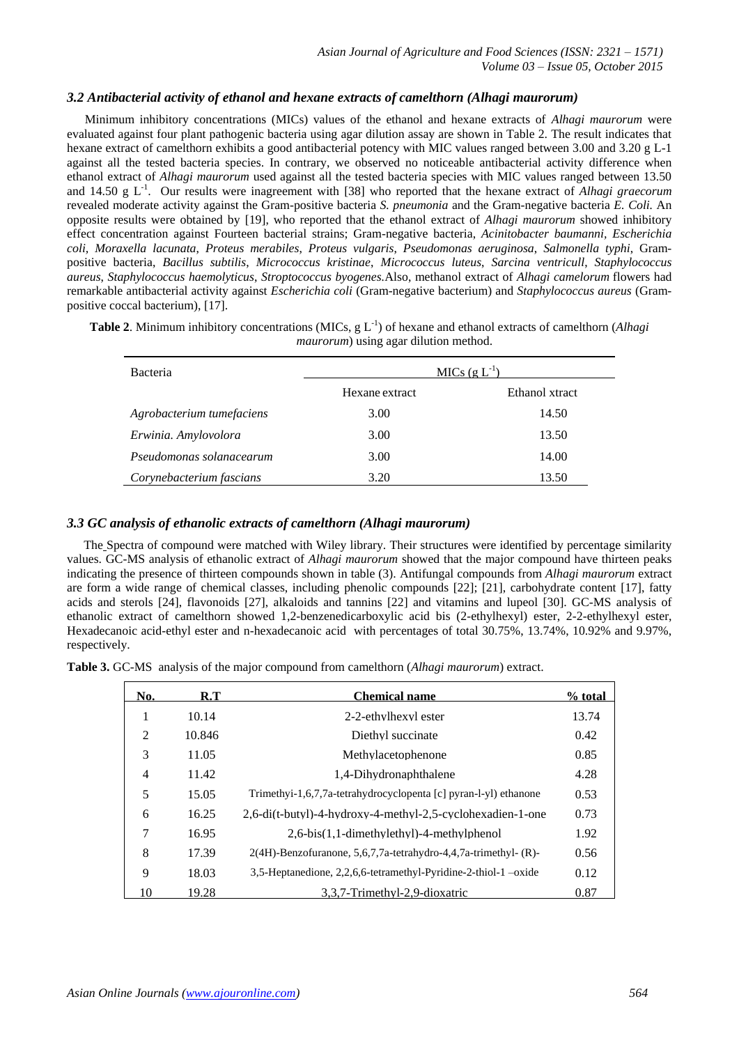### *3.2 Antibacterial activity of ethanol and hexane extracts of camelthorn (Alhagi maurorum)*

Minimum inhibitory concentrations (MICs) values of the ethanol and hexane extracts of *Alhagi maurorum* were evaluated against four plant pathogenic bacteria using agar dilution assay are shown in Table 2. The result indicates that hexane extract of camelthorn exhibits a good antibacterial potency with MIC values ranged between 3.00 and 3.20 g L-1 against all the tested bacteria species. In contrary, we observed no noticeable antibacterial activity difference when ethanol extract of *Alhagi maurorum* used against all the tested bacteria species with MIC values ranged between 13.50 and 14.50 g $L^{-1}$. Our results were inagreement with [38] who reported that the hexane extract of *Alhagi graecorum* revealed moderate activity against the Gram-positive bacteria *S. pneumonia* and the Gram-negative bacteria *E. Coli.* An opposite results were obtained by [19], who reported that the ethanol extract of *Alhagi maurorum* showed inhibitory effect concentration against Fourteen bacterial strains; Gram-negative bacteria, *Acinitobacter baumanni*, *Escherichia coli*, *Moraxella lacunata*, *Proteus merabiles*, *Proteus vulgaris*, *Pseudomonas aeruginosa*, *Salmonella typhi*, Gram-positive bacteria, *Bacillus subtilis*, *Micrococcus kristinae*, *Micrococcus luteus*, *Sarcina ventricull*, *Staphylococcus aureus*, *Staphylococcus haemolyticus*, *Stroptococcus byogenes.*Also, methanol extract of *Alhagi camelorum* flowers had remarkable antibacterial activity against *Escherichia coli* (Gram-negative bacterium) and *Staphylococcus aureus* (Gram-positive coccal bacterium), [17].

**Table 2**. Minimum inhibitory concentrations (MICs, g $L^{-1}$) of hexane and ethanol extracts of camelthorn (*Alhagi maurorum*) using agar dilution method.

| Bacteria | MICs (g $L^{-1}$) | |
|---|---|---|
| | Hexane extract | Ethanol xtract |
| *Agrobacterium tumefaciens* | 3.00 | 14.50 |
| *Erwinia. Amylovolora* | 3.00 | 13.50 |
| *Pseudomonas solanacearum* | 3.00 | 14.00 |
| *Corynebacterium fascians* | 3.20 | 13.50 |

### *3.3 GC analysis of ethanolic extracts of camelthorn (Alhagi maurorum)*

The Spectra of compound were matched with Wiley library. Their structures were identified by percentage similarity values. GC-MS analysis of ethanolic extract of *Alhagi maurorum* showed that the major compound have thirteen peaks indicating the presence of thirteen compounds shown in table (3). Antifungal compounds from *Alhagi maurorum* extract are form a wide range of chemical classes, including phenolic compounds [22]; [21], carbohydrate content [17], fatty acids and sterols [24], flavonoids [27], alkaloids and tannins [22] and vitamins and lupeol [30]. GC-MS analysis of ethanolic extract of camelthorn showed 1,2-benzenedicarboxylic acid bis (2-ethylhexyl) ester, 2-2-ethylhexyl ester, Hexadecanoic acid-ethyl ester and n-hexadecanoic acid with percentages of total 30.75%, 13.74%, 10.92% and 9.97%, respectively.

**Table 3.** GC-MS analysis of the major compound from camelthorn (*Alhagi maurorum*) extract.

| No. | R.T | Chemical name | % total |
|---|---|---|---|
| 1 | 10.14 | 2-2-ethylhexyl ester | 13.74 |
| 2 | 10.846 | Diethyl succinate | 0.42 |
| 3 | 11.05 | Methylacetophenone | 0.85 |
| 4 | 11.42 | 1,4-Dihydronaphthalene | 4.28 |
| 5 | 15.05 | Trimethyi-1,6,7,7a-tetrahydrocyclopenta [c] pyran-l-yl) ethanone | 0.53 |
| 6 | 16.25 | 2,6-di(t-butyl)-4-hydroxy-4-methyl-2,5-cyclohexadien-1-one | 0.73 |
| 7 | 16.95 | 2,6-bis(1,1-dimethylethyl)-4-methylphenol | 1.92 |
| 8 | 17.39 | 2(4H)-Benzofuranone, 5,6,7,7a-tetrahydro-4,4,7a-trimethyl- (R)- | 0.56 |
| 9 | 18.03 | 3,5-Heptanedione, 2,2,6,6-tetramethyl-Pyridine-2-thiol-1 –oxide | 0.12 |
| 10 | 19.28 | 3,3,7-Trimethyl-2,9-dioxatric | 0.87 |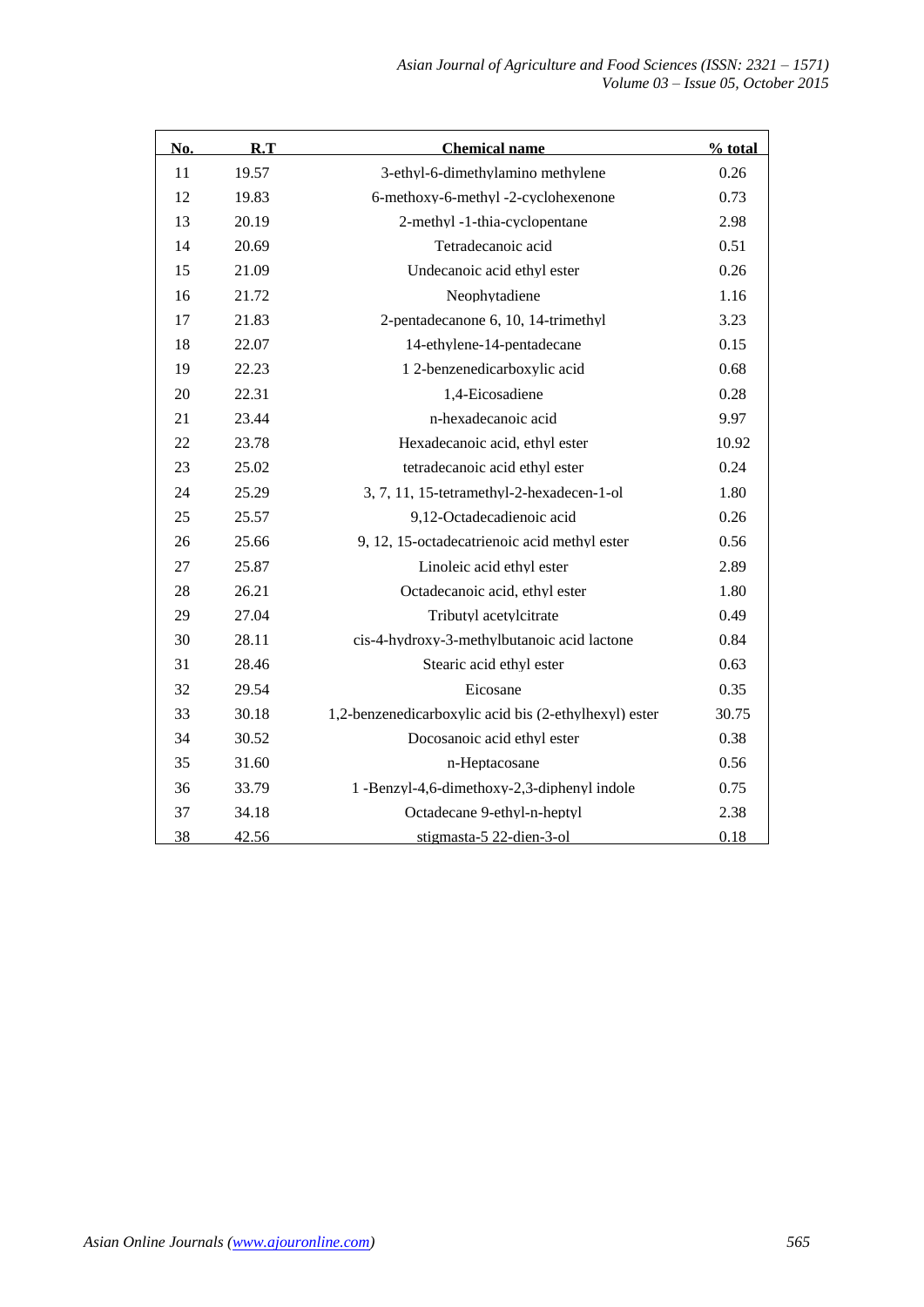| No. | R.T | Chemical name | % total |
|---|---|---|---|
| 11 | 19.57 | 3-ethyl-6-dimethylamino methylene | 0.26 |
| 12 | 19.83 | 6-methoxy-6-methyl -2-cyclohexenone | 0.73 |
| 13 | 20.19 | 2-methyl -1-thia-cyclopentane | 2.98 |
| 14 | 20.69 | Tetradecanoic acid | 0.51 |
| 15 | 21.09 | Undecanoic acid ethyl ester | 0.26 |
| 16 | 21.72 | Neophytadiene | 1.16 |
| 17 | 21.83 | 2-pentadecanone 6, 10, 14-trimethyl | 3.23 |
| 18 | 22.07 | 14-ethylene-14-pentadecane | 0.15 |
| 19 | 22.23 | 1 2-benzenedicarboxylic acid | 0.68 |
| 20 | 22.31 | 1,4-Eicosadiene | 0.28 |
| 21 | 23.44 | n-hexadecanoic acid | 9.97 |
| 22 | 23.78 | Hexadecanoic acid, ethyl ester | 10.92 |
| 23 | 25.02 | tetradecanoic acid ethyl ester | 0.24 |
| 24 | 25.29 | 3, 7, 11, 15-tetramethyl-2-hexadecen-1-ol | 1.80 |
| 25 | 25.57 | 9,12-Octadecadienoic acid | 0.26 |
| 26 | 25.66 | 9, 12, 15-octadecatrienoic acid methyl ester | 0.56 |
| 27 | 25.87 | Linoleic acid ethyl ester | 2.89 |
| 28 | 26.21 | Octadecanoic acid, ethyl ester | 1.80 |
| 29 | 27.04 | Tributyl acetylcitrate | 0.49 |
| 30 | 28.11 | cis-4-hydroxy-3-methylbutanoic acid lactone | 0.84 |
| 31 | 28.46 | Stearic acid ethyl ester | 0.63 |
| 32 | 29.54 | Eicosane | 0.35 |
| 33 | 30.18 | 1,2-benzenedicarboxylic acid bis (2-ethylhexyl) ester | 30.75 |
| 34 | 30.52 | Docosanoic acid ethyl ester | 0.38 |
| 35 | 31.60 | n-Heptacosane | 0.56 |
| 36 | 33.79 | 1 -Benzyl-4,6-dimethoxy-2,3-diphenyl indole | 0.75 |
| 37 | 34.18 | Octadecane 9-ethyl-n-heptyl | 2.38 |
| 38 | 42.56 | stigmasta-5 22-dien-3-ol | 0.18 |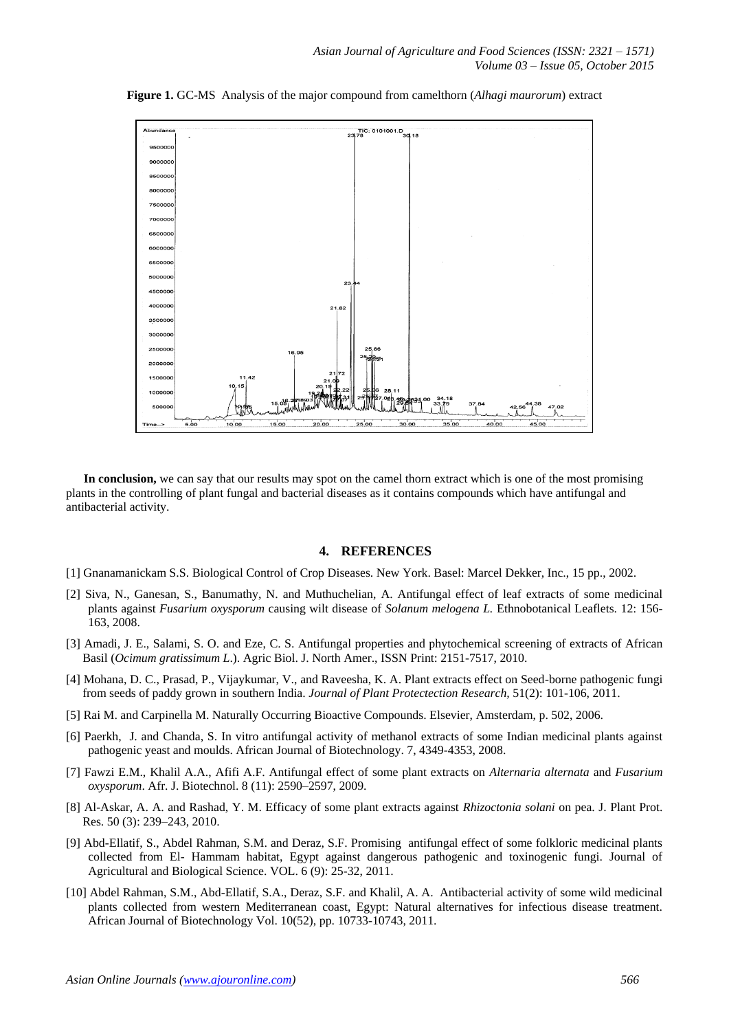**Figure 1.** GC-MS Analysis of the major compound from camelthorn (*Alhagi maurorum*) extract

Abundance

TIC: 0101001.D

9500000
9000000
8500000
8000000
7500000
7000000
6500000
6000000
5500000
5000000
4500000
4000000
3500000
3000000
2500000
2000000
1500000
1000000
500000

Time-->
5.00
10.00
15.00
20.00
25.00
30.00
35.00
40.00
45.00

23.78
30.18
23.44
21.62
25.86
16.95
21.72
11.42
10.15
28.11
34.18
33.79
37.84
42.56
44.38
47.02

**In conclusion,** we can say that our results may spot on the camel thorn extract which is one of the most promising plants in the controlling of plant fungal and bacterial diseases as it contains compounds which have antifungal and antibacterial activity.

## 4. REFERENCES

[1] Gnanamanickam S.S. Biological Control of Crop Diseases. New York. Basel: Marcel Dekker, Inc., 15 pp., 2002.

[2] Siva, N., Ganesan, S., Banumathy, N. and Muthuchelian, A. Antifungal effect of leaf extracts of some medicinal plants against *Fusarium oxysporum* causing wilt disease of *Solanum melogena L.* Ethnobotanical Leaflets. 12: 156-163, 2008.

[3] Amadi, J. E., Salami, S. O. and Eze, C. S. Antifungal properties and phytochemical screening of extracts of African Basil (*Ocimum gratissimum L*.). Agric Biol. J. North Amer., ISSN Print: 2151-7517, 2010.

[4] Mohana, D. C., Prasad, P., Vijaykumar, V., and Raveesha, K. A. Plant extracts effect on Seed-borne pathogenic fungi from seeds of paddy grown in southern India. *Journal of Plant Protectection Research*, 51(2): 101-106, 2011.

[5] Rai M. and Carpinella M. Naturally Occurring Bioactive Compounds. Elsevier, Amsterdam, p. 502, 2006.

[6] Paerkh, J. and Chanda, S. In vitro antifungal activity of methanol extracts of some Indian medicinal plants against pathogenic yeast and moulds. African Journal of Biotechnology. 7, 4349-4353, 2008.

[7] Fawzi E.M., Khalil A.A., Afifi A.F. Antifungal effect of some plant extracts on *Alternaria alternata* and *Fusarium oxysporum*. Afr. J. Biotechnol. 8 (11): 2590–2597, 2009.

[8] Al-Askar, A. A. and Rashad, Y. M. Efficacy of some plant extracts against *Rhizoctonia solani* on pea. J. Plant Prot. Res. 50 (3): 239–243, 2010.

[9] Abd-Ellatif, S., Abdel Rahman, S.M. and Deraz, S.F. Promising antifungal effect of some folkloric medicinal plants collected from El- Hammam habitat, Egypt against dangerous pathogenic and toxinogenic fungi. Journal of Agricultural and Biological Science. VOL. 6 (9): 25-32, 2011.

[10] Abdel Rahman, S.M., Abd-Ellatif, S.A., Deraz, S.F. and Khalil, A. A. Antibacterial activity of some wild medicinal plants collected from western Mediterranean coast, Egypt: Natural alternatives for infectious disease treatment. African Journal of Biotechnology Vol. 10(52), pp. 10733-10743, 2011.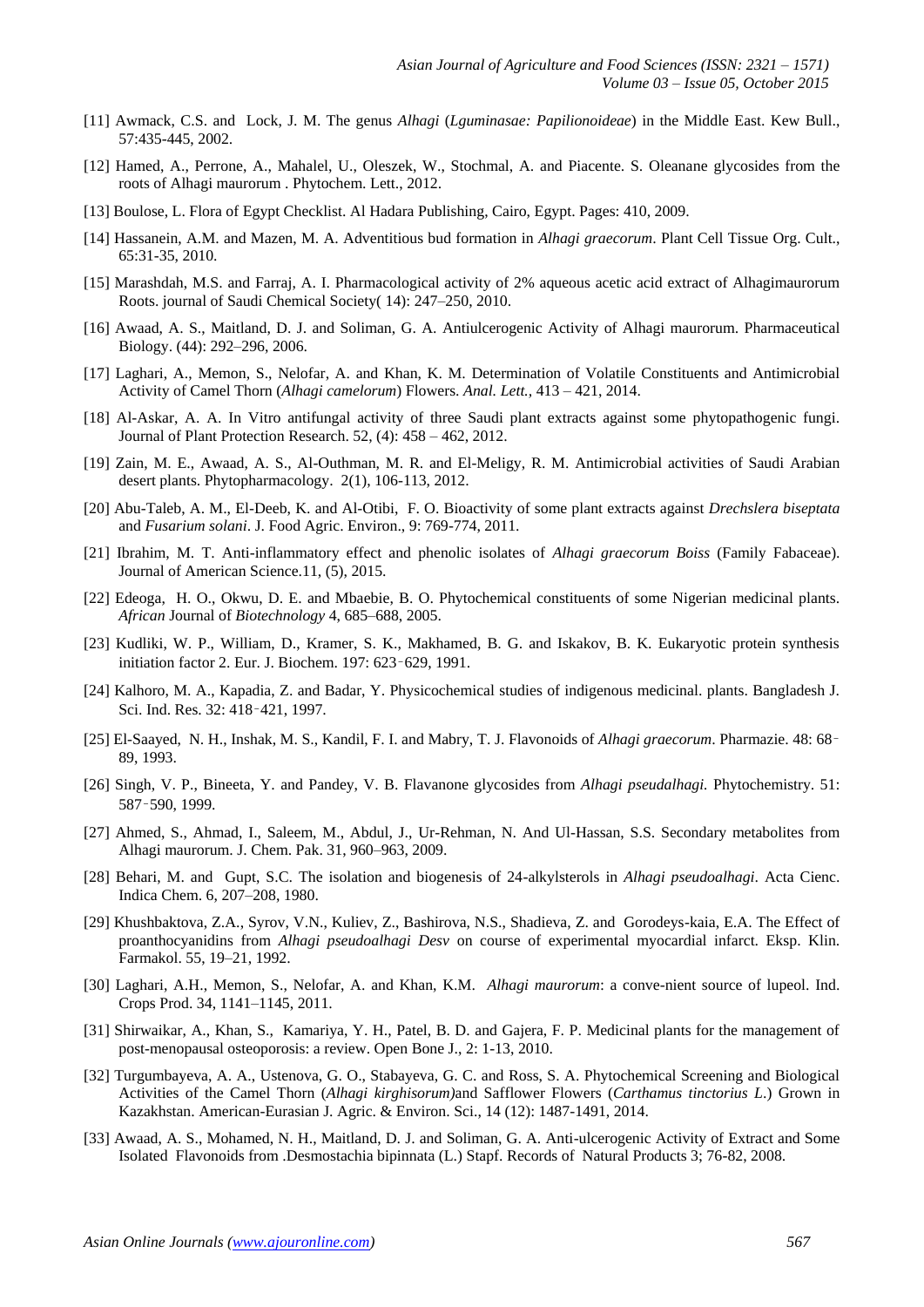[11] Awmack, C.S. and Lock, J. M. The genus *Alhagi* (*Lguminasae: Papilionoideae*) in the Middle East. Kew Bull., 57:435-445, 2002.

[12] Hamed, A., Perrone, A., Mahalel, U., Oleszek, W., Stochmal, A. and Piacente. S. Oleanane glycosides from the roots of Alhagi maurorum . Phytochem. Lett., 2012.

[13] Boulose, L. Flora of Egypt Checklist. Al Hadara Publishing, Cairo, Egypt. Pages: 410, 2009.

[14] Hassanein, A.M. and Mazen, M. A. Adventitious bud formation in *Alhagi graecorum*. Plant Cell Tissue Org. Cult., 65:31-35, 2010.

[15] Marashdah, M.S. and Farraj, A. I. Pharmacological activity of 2% aqueous acetic acid extract of Alhagimaurorum Roots. journal of Saudi Chemical Society( 14): 247–250, 2010.

[16] Awaad, A. S., Maitland, D. J. and Soliman, G. A. Antiulcerogenic Activity of Alhagi maurorum. Pharmaceutical Biology. (44): 292–296, 2006.

[17] Laghari, A., Memon, S., Nelofar, A. and Khan, K. M. Determination of Volatile Constituents and Antimicrobial Activity of Camel Thorn (*Alhagi camelorum*) Flowers. *Anal. Lett.,* 413 – 421, 2014.

[18] Al-Askar, A. A. In Vitro antifungal activity of three Saudi plant extracts against some phytopathogenic fungi. Journal of Plant Protection Research. 52, (4): 458 – 462, 2012.

[19] Zain, M. E., Awaad, A. S., Al-Outhman, M. R. and El-Meligy, R. M. Antimicrobial activities of Saudi Arabian desert plants. Phytopharmacology. 2(1), 106-113, 2012.

[20] Abu-Taleb, A. M., El-Deeb, K. and Al-Otibi, F. O. Bioactivity of some plant extracts against *Drechslera biseptata* and *Fusarium solani*. J. Food Agric. Environ., 9: 769-774, 2011.

[21] Ibrahim, M. T. Anti-inflammatory effect and phenolic isolates of *Alhagi graecorum Boiss* (Family Fabaceae). Journal of American Science.11, (5), 2015.

[22] Edeoga, H. O., Okwu, D. E. and Mbaebie, B. O. Phytochemical constituents of some Nigerian medicinal plants. *African* Journal of *Biotechnology* 4, 685–688, 2005.

[23] Kudliki, W. P., William, D., Kramer, S. K., Makhamed, B. G. and Iskakov, B. K. Eukaryotic protein synthesis initiation factor 2. Eur. J. Biochem. 197: 623‑629, 1991.

[24] Kalhoro, M. A., Kapadia, Z. and Badar, Y. Physicochemical studies of indigenous medicinal. plants. Bangladesh J. Sci. Ind. Res. 32: 418‑421, 1997.

[25] El-Saayed, N. H., Inshak, M. S., Kandil, F. I. and Mabry, T. J. Flavonoids of *Alhagi graecorum*. Pharmazie. 48: 68‑89, 1993.

[26] Singh, V. P., Bineeta, Y. and Pandey, V. B. Flavanone glycosides from *Alhagi pseudalhagi.* Phytochemistry. 51: 587‑590, 1999.

[27] Ahmed, S., Ahmad, I., Saleem, M., Abdul, J., Ur-Rehman, N. And Ul-Hassan, S.S. Secondary metabolites from Alhagi maurorum. J. Chem. Pak. 31, 960–963, 2009.

[28] Behari, M. and Gupt, S.C. The isolation and biogenesis of 24-alkylsterols in *Alhagi pseudoalhagi*. Acta Cienc. Indica Chem. 6, 207–208, 1980.

[29] Khushbaktova, Z.A., Syrov, V.N., Kuliev, Z., Bashirova, N.S., Shadieva, Z. and Gorodeys-kaia, E.A. The Effect of proanthocyanidins from *Alhagi pseudoalhagi Desv* on course of experimental myocardial infarct. Eksp. Klin. Farmakol. 55, 19–21, 1992.

[30] Laghari, A.H., Memon, S., Nelofar, A. and Khan, K.M. *Alhagi maurorum*: a conve-nient source of lupeol. Ind. Crops Prod. 34, 1141–1145, 2011.

[31] Shirwaikar, A., Khan, S., Kamariya, Y. H., Patel, B. D. and Gajera, F. P. Medicinal plants for the management of post-menopausal osteoporosis: a review. Open Bone J., 2: 1-13, 2010.

[32] Turgumbayeva, A. A., Ustenova, G. O., Stabayeva, G. C. and Ross, S. A. Phytochemical Screening and Biological Activities of the Camel Thorn (*Alhagi kirghisorum*)and Safflower Flowers (*Carthamus tinctorius L.*) Grown in Kazakhstan. American-Eurasian J. Agric. & Environ. Sci., 14 (12): 1487-1491, 2014.

[33] Awaad, A. S., Mohamed, N. H., Maitland, D. J. and Soliman, G. A. Anti-ulcerogenic Activity of Extract and Some Isolated Flavonoids from .Desmostachia bipinnata (L.) Stapf. Records of Natural Products 3; 76-82, 2008.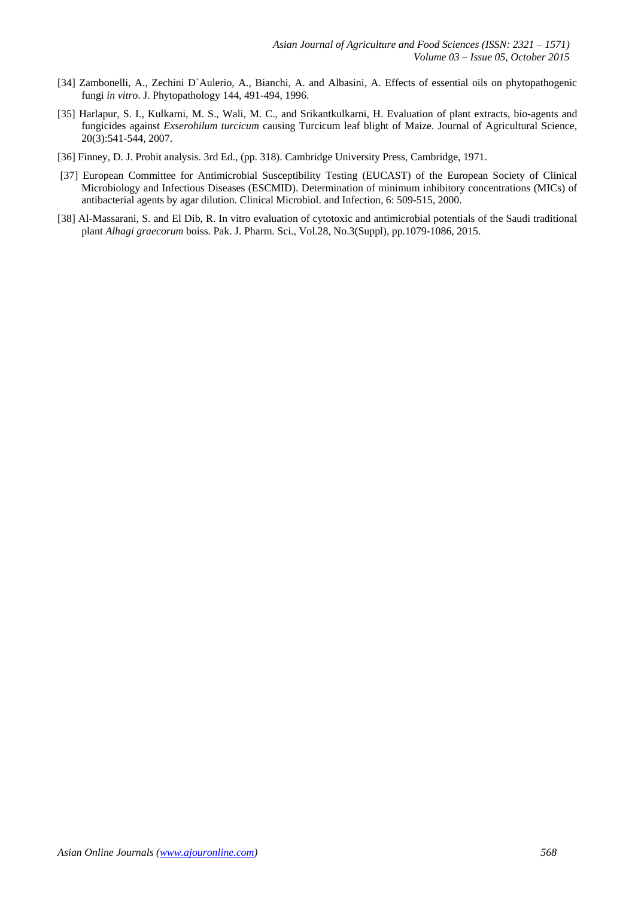[34] Zambonelli, A., Zechini D`Aulerio, A., Bianchi, A. and Albasini, A. Effects of essential oils on phytopathogenic fungi *in vitro*. J. Phytopathology 144, 491-494, 1996.

[35] Harlapur, S. I., Kulkarni, M. S., Wali, M. C., and Srikantkulkarni, H. Evaluation of plant extracts, bio-agents and fungicides against *Exserohilum turcicum* causing Turcicum leaf blight of Maize. Journal of Agricultural Science, 20(3):541-544, 2007.

[36] Finney, D. J. Probit analysis. 3rd Ed., (pp. 318). Cambridge University Press, Cambridge, 1971.

[37] European Committee for Antimicrobial Susceptibility Testing (EUCAST) of the European Society of Clinical Microbiology and Infectious Diseases (ESCMID). Determination of minimum inhibitory concentrations (MICs) of antibacterial agents by agar dilution. Clinical Microbiol. and Infection, 6: 509-515, 2000.

[38] Al-Massarani, S. and El Dib, R. In vitro evaluation of cytotoxic and antimicrobial potentials of the Saudi traditional plant *Alhagi graecorum* boiss. Pak. J. Pharm. Sci., Vol.28, No.3(Suppl), pp.1079-1086, 2015.